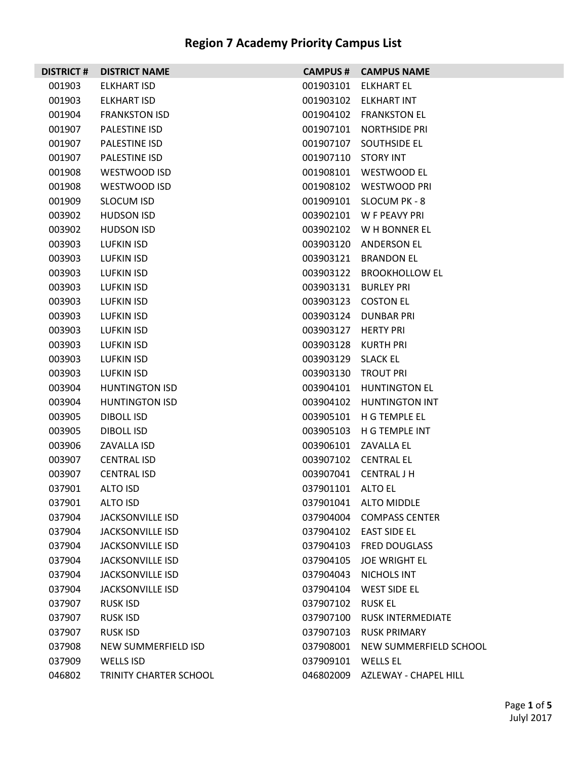# Region 7 Academy Priority Campus List

| DISTRICT # | DISTRICT NAME | CAMPUS # | CAMPUS NAME |
|---|---|---|---|
| 001903 | ELKHART ISD | 001903101 | ELKHART EL |
| 001903 | ELKHART ISD | 001903102 | ELKHART INT |
| 001904 | FRANKSTON ISD | 001904102 | FRANKSTON EL |
| 001907 | PALESTINE ISD | 001907101 | NORTHSIDE PRI |
| 001907 | PALESTINE ISD | 001907107 | SOUTHSIDE EL |
| 001907 | PALESTINE ISD | 001907110 | STORY INT |
| 001908 | WESTWOOD ISD | 001908101 | WESTWOOD EL |
| 001908 | WESTWOOD ISD | 001908102 | WESTWOOD PRI |
| 001909 | SLOCUM ISD | 001909101 | SLOCUM PK - 8 |
| 003902 | HUDSON ISD | 003902101 | W F PEAVY PRI |
| 003902 | HUDSON ISD | 003902102 | W H BONNER EL |
| 003903 | LUFKIN ISD | 003903120 | ANDERSON EL |
| 003903 | LUFKIN ISD | 003903121 | BRANDON EL |
| 003903 | LUFKIN ISD | 003903122 | BROOKHOLLOW EL |
| 003903 | LUFKIN ISD | 003903131 | BURLEY PRI |
| 003903 | LUFKIN ISD | 003903123 | COSTON EL |
| 003903 | LUFKIN ISD | 003903124 | DUNBAR PRI |
| 003903 | LUFKIN ISD | 003903127 | HERTY PRI |
| 003903 | LUFKIN ISD | 003903128 | KURTH PRI |
| 003903 | LUFKIN ISD | 003903129 | SLACK EL |
| 003903 | LUFKIN ISD | 003903130 | TROUT PRI |
| 003904 | HUNTINGTON ISD | 003904101 | HUNTINGTON EL |
| 003904 | HUNTINGTON ISD | 003904102 | HUNTINGTON INT |
| 003905 | DIBOLL ISD | 003905101 | H G TEMPLE EL |
| 003905 | DIBOLL ISD | 003905103 | H G TEMPLE INT |
| 003906 | ZAVALLA ISD | 003906101 | ZAVALLA EL |
| 003907 | CENTRAL ISD | 003907102 | CENTRAL EL |
| 003907 | CENTRAL ISD | 003907041 | CENTRAL J H |
| 037901 | ALTO ISD | 037901101 | ALTO EL |
| 037901 | ALTO ISD | 037901041 | ALTO MIDDLE |
| 037904 | JACKSONVILLE ISD | 037904004 | COMPASS CENTER |
| 037904 | JACKSONVILLE ISD | 037904102 | EAST SIDE EL |
| 037904 | JACKSONVILLE ISD | 037904103 | FRED DOUGLASS |
| 037904 | JACKSONVILLE ISD | 037904105 | JOE WRIGHT EL |
| 037904 | JACKSONVILLE ISD | 037904043 | NICHOLS INT |
| 037904 | JACKSONVILLE ISD | 037904104 | WEST SIDE EL |
| 037907 | RUSK ISD | 037907102 | RUSK EL |
| 037907 | RUSK ISD | 037907100 | RUSK INTERMEDIATE |
| 037907 | RUSK ISD | 037907103 | RUSK PRIMARY |
| 037908 | NEW SUMMERFIELD ISD | 037908001 | NEW SUMMERFIELD SCHOOL |
| 037909 | WELLS ISD | 037909101 | WELLS EL |
| 046802 | TRINITY CHARTER SCHOOL | 046802009 | AZLEWAY - CHAPEL HILL |

Julyl 2017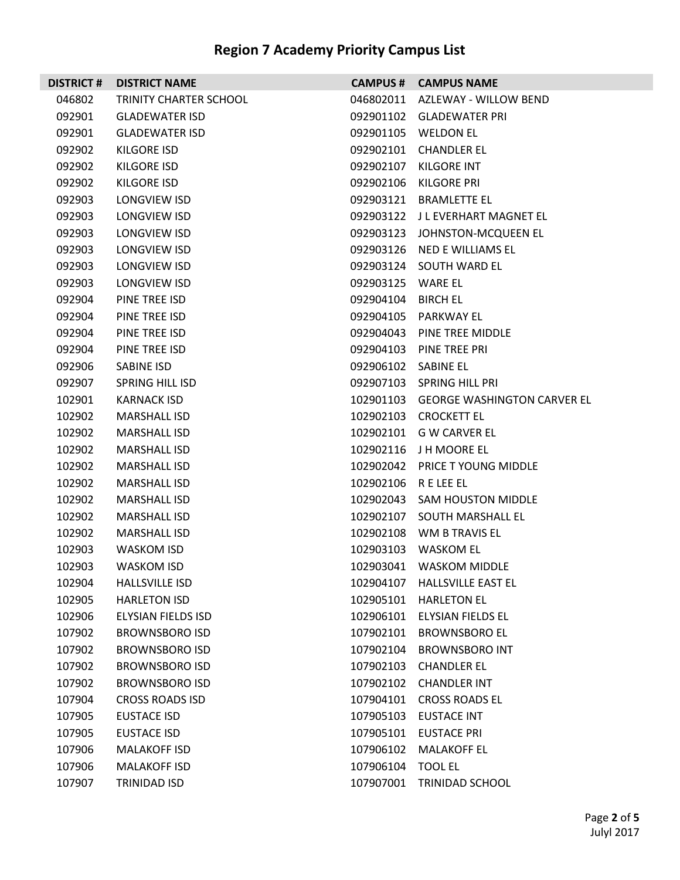# Region 7 Academy Priority Campus List

| DISTRICT # | DISTRICT NAME | CAMPUS # | CAMPUS NAME |
|---|---|---|---|
| 046802 | TRINITY CHARTER SCHOOL | 046802011 | AZLEWAY - WILLOW BEND |
| 092901 | GLADEWATER ISD | 092901102 | GLADEWATER PRI |
| 092901 | GLADEWATER ISD | 092901105 | WELDON EL |
| 092902 | KILGORE ISD | 092902101 | CHANDLER EL |
| 092902 | KILGORE ISD | 092902107 | KILGORE INT |
| 092902 | KILGORE ISD | 092902106 | KILGORE PRI |
| 092903 | LONGVIEW ISD | 092903121 | BRAMLETTE EL |
| 092903 | LONGVIEW ISD | 092903122 | J L EVERHART MAGNET EL |
| 092903 | LONGVIEW ISD | 092903123 | JOHNSTON-MCQUEEN EL |
| 092903 | LONGVIEW ISD | 092903126 | NED E WILLIAMS EL |
| 092903 | LONGVIEW ISD | 092903124 | SOUTH WARD EL |
| 092903 | LONGVIEW ISD | 092903125 | WARE EL |
| 092904 | PINE TREE ISD | 092904104 | BIRCH EL |
| 092904 | PINE TREE ISD | 092904105 | PARKWAY EL |
| 092904 | PINE TREE ISD | 092904043 | PINE TREE MIDDLE |
| 092904 | PINE TREE ISD | 092904103 | PINE TREE PRI |
| 092906 | SABINE ISD | 092906102 | SABINE EL |
| 092907 | SPRING HILL ISD | 092907103 | SPRING HILL PRI |
| 102901 | KARNACK ISD | 102901103 | GEORGE WASHINGTON CARVER EL |
| 102902 | MARSHALL ISD | 102902103 | CROCKETT EL |
| 102902 | MARSHALL ISD | 102902101 | G W CARVER EL |
| 102902 | MARSHALL ISD | 102902116 | J H MOORE EL |
| 102902 | MARSHALL ISD | 102902042 | PRICE T YOUNG MIDDLE |
| 102902 | MARSHALL ISD | 102902106 | R E LEE EL |
| 102902 | MARSHALL ISD | 102902043 | SAM HOUSTON MIDDLE |
| 102902 | MARSHALL ISD | 102902107 | SOUTH MARSHALL EL |
| 102902 | MARSHALL ISD | 102902108 | WM B TRAVIS EL |
| 102903 | WASKOM ISD | 102903103 | WASKOM EL |
| 102903 | WASKOM ISD | 102903041 | WASKOM MIDDLE |
| 102904 | HALLSVILLE ISD | 102904107 | HALLSVILLE EAST EL |
| 102905 | HARLETON ISD | 102905101 | HARLETON EL |
| 102906 | ELYSIAN FIELDS ISD | 102906101 | ELYSIAN FIELDS EL |
| 107902 | BROWNSBORO ISD | 107902101 | BROWNSBORO EL |
| 107902 | BROWNSBORO ISD | 107902104 | BROWNSBORO INT |
| 107902 | BROWNSBORO ISD | 107902103 | CHANDLER EL |
| 107902 | BROWNSBORO ISD | 107902102 | CHANDLER INT |
| 107904 | CROSS ROADS ISD | 107904101 | CROSS ROADS EL |
| 107905 | EUSTACE ISD | 107905103 | EUSTACE INT |
| 107905 | EUSTACE ISD | 107905101 | EUSTACE PRI |
| 107906 | MALAKOFF ISD | 107906102 | MALAKOFF EL |
| 107906 | MALAKOFF ISD | 107906104 | TOOL EL |
| 107907 | TRINIDAD ISD | 107907001 | TRINIDAD SCHOOL |

Julyl 2017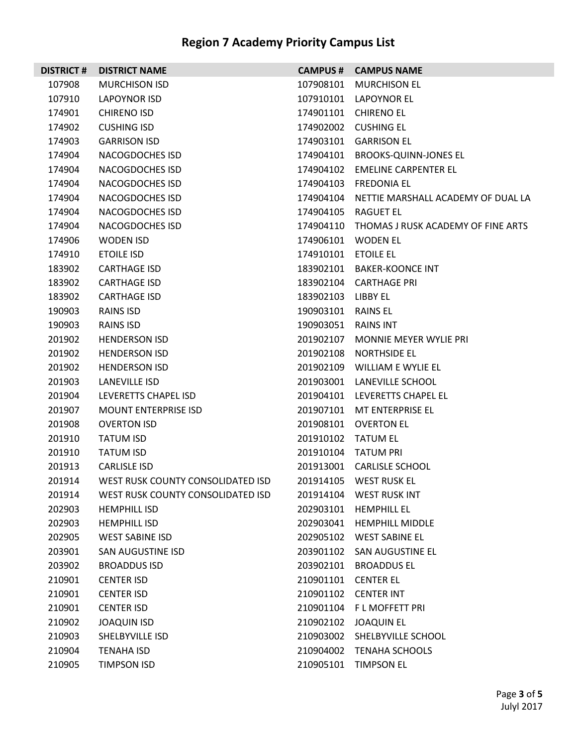# Region 7 Academy Priority Campus List

| DISTRICT # | DISTRICT NAME | CAMPUS # | CAMPUS NAME |
|---|---|---|---|
| 107908 | MURCHISON ISD | 107908101 | MURCHISON EL |
| 107910 | LAPOYNOR ISD | 107910101 | LAPOYNOR EL |
| 174901 | CHIRENO ISD | 174901101 | CHIRENO EL |
| 174902 | CUSHING ISD | 174902002 | CUSHING EL |
| 174903 | GARRISON ISD | 174903101 | GARRISON EL |
| 174904 | NACOGDOCHES ISD | 174904101 | BROOKS-QUINN-JONES EL |
| 174904 | NACOGDOCHES ISD | 174904102 | EMELINE CARPENTER EL |
| 174904 | NACOGDOCHES ISD | 174904103 | FREDONIA EL |
| 174904 | NACOGDOCHES ISD | 174904104 | NETTIE MARSHALL ACADEMY OF DUAL LA |
| 174904 | NACOGDOCHES ISD | 174904105 | RAGUET EL |
| 174904 | NACOGDOCHES ISD | 174904110 | THOMAS J RUSK ACADEMY OF FINE ARTS |
| 174906 | WODEN ISD | 174906101 | WODEN EL |
| 174910 | ETOILE ISD | 174910101 | ETOILE EL |
| 183902 | CARTHAGE ISD | 183902101 | BAKER-KOONCE INT |
| 183902 | CARTHAGE ISD | 183902104 | CARTHAGE PRI |
| 183902 | CARTHAGE ISD | 183902103 | LIBBY EL |
| 190903 | RAINS ISD | 190903101 | RAINS EL |
| 190903 | RAINS ISD | 190903051 | RAINS INT |
| 201902 | HENDERSON ISD | 201902107 | MONNIE MEYER WYLIE PRI |
| 201902 | HENDERSON ISD | 201902108 | NORTHSIDE EL |
| 201902 | HENDERSON ISD | 201902109 | WILLIAM E WYLIE EL |
| 201903 | LANEVILLE ISD | 201903001 | LANEVILLE SCHOOL |
| 201904 | LEVERETTS CHAPEL ISD | 201904101 | LEVERETTS CHAPEL EL |
| 201907 | MOUNT ENTERPRISE ISD | 201907101 | MT ENTERPRISE EL |
| 201908 | OVERTON ISD | 201908101 | OVERTON EL |
| 201910 | TATUM ISD | 201910102 | TATUM EL |
| 201910 | TATUM ISD | 201910104 | TATUM PRI |
| 201913 | CARLISLE ISD | 201913001 | CARLISLE SCHOOL |
| 201914 | WEST RUSK COUNTY CONSOLIDATED ISD | 201914105 | WEST RUSK EL |
| 201914 | WEST RUSK COUNTY CONSOLIDATED ISD | 201914104 | WEST RUSK INT |
| 202903 | HEMPHILL ISD | 202903101 | HEMPHILL EL |
| 202903 | HEMPHILL ISD | 202903041 | HEMPHILL MIDDLE |
| 202905 | WEST SABINE ISD | 202905102 | WEST SABINE EL |
| 203901 | SAN AUGUSTINE ISD | 203901102 | SAN AUGUSTINE EL |
| 203902 | BROADDUS ISD | 203902101 | BROADDUS EL |
| 210901 | CENTER ISD | 210901101 | CENTER EL |
| 210901 | CENTER ISD | 210901102 | CENTER INT |
| 210901 | CENTER ISD | 210901104 | F L MOFFETT PRI |
| 210902 | JOAQUIN ISD | 210902102 | JOAQUIN EL |
| 210903 | SHELBYVILLE ISD | 210903002 | SHELBYVILLE SCHOOL |
| 210904 | TENAHA ISD | 210904002 | TENAHA SCHOOLS |
| 210905 | TIMPSON ISD | 210905101 | TIMPSON EL |

Julyl 2017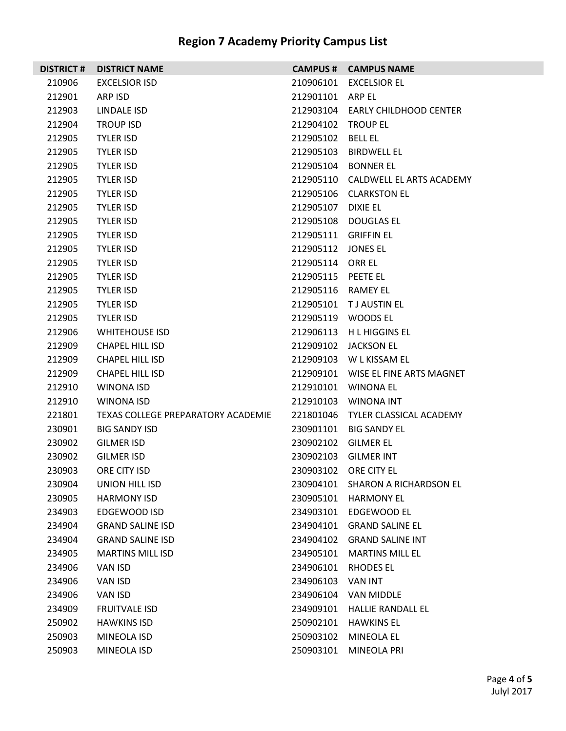# Region 7 Academy Priority Campus List

| DISTRICT # | DISTRICT NAME | CAMPUS # | CAMPUS NAME |
|---|---|---|---|
| 210906 | EXCELSIOR ISD | 210906101 | EXCELSIOR EL |
| 212901 | ARP ISD | 212901101 | ARP EL |
| 212903 | LINDALE ISD | 212903104 | EARLY CHILDHOOD CENTER |
| 212904 | TROUP ISD | 212904102 | TROUP EL |
| 212905 | TYLER ISD | 212905102 | BELL EL |
| 212905 | TYLER ISD | 212905103 | BIRDWELL EL |
| 212905 | TYLER ISD | 212905104 | BONNER EL |
| 212905 | TYLER ISD | 212905110 | CALDWELL EL ARTS ACADEMY |
| 212905 | TYLER ISD | 212905106 | CLARKSTON EL |
| 212905 | TYLER ISD | 212905107 | DIXIE EL |
| 212905 | TYLER ISD | 212905108 | DOUGLAS EL |
| 212905 | TYLER ISD | 212905111 | GRIFFIN EL |
| 212905 | TYLER ISD | 212905112 | JONES EL |
| 212905 | TYLER ISD | 212905114 | ORR EL |
| 212905 | TYLER ISD | 212905115 | PEETE EL |
| 212905 | TYLER ISD | 212905116 | RAMEY EL |
| 212905 | TYLER ISD | 212905101 | T J AUSTIN EL |
| 212905 | TYLER ISD | 212905119 | WOODS EL |
| 212906 | WHITEHOUSE ISD | 212906113 | H L HIGGINS EL |
| 212909 | CHAPEL HILL ISD | 212909102 | JACKSON EL |
| 212909 | CHAPEL HILL ISD | 212909103 | W L KISSAM EL |
| 212909 | CHAPEL HILL ISD | 212909101 | WISE EL FINE ARTS MAGNET |
| 212910 | WINONA ISD | 212910101 | WINONA EL |
| 212910 | WINONA ISD | 212910103 | WINONA INT |
| 221801 | TEXAS COLLEGE PREPARATORY ACADEMIE | 221801046 | TYLER CLASSICAL ACADEMY |
| 230901 | BIG SANDY ISD | 230901101 | BIG SANDY EL |
| 230902 | GILMER ISD | 230902102 | GILMER EL |
| 230902 | GILMER ISD | 230902103 | GILMER INT |
| 230903 | ORE CITY ISD | 230903102 | ORE CITY EL |
| 230904 | UNION HILL ISD | 230904101 | SHARON A RICHARDSON EL |
| 230905 | HARMONY ISD | 230905101 | HARMONY EL |
| 234903 | EDGEWOOD ISD | 234903101 | EDGEWOOD EL |
| 234904 | GRAND SALINE ISD | 234904101 | GRAND SALINE EL |
| 234904 | GRAND SALINE ISD | 234904102 | GRAND SALINE INT |
| 234905 | MARTINS MILL ISD | 234905101 | MARTINS MILL EL |
| 234906 | VAN ISD | 234906101 | RHODES EL |
| 234906 | VAN ISD | 234906103 | VAN INT |
| 234906 | VAN ISD | 234906104 | VAN MIDDLE |
| 234909 | FRUITVALE ISD | 234909101 | HALLIE RANDALL EL |
| 250902 | HAWKINS ISD | 250902101 | HAWKINS EL |
| 250903 | MINEOLA ISD | 250903102 | MINEOLA EL |
| 250903 | MINEOLA ISD | 250903101 | MINEOLA PRI |

Julyl 2017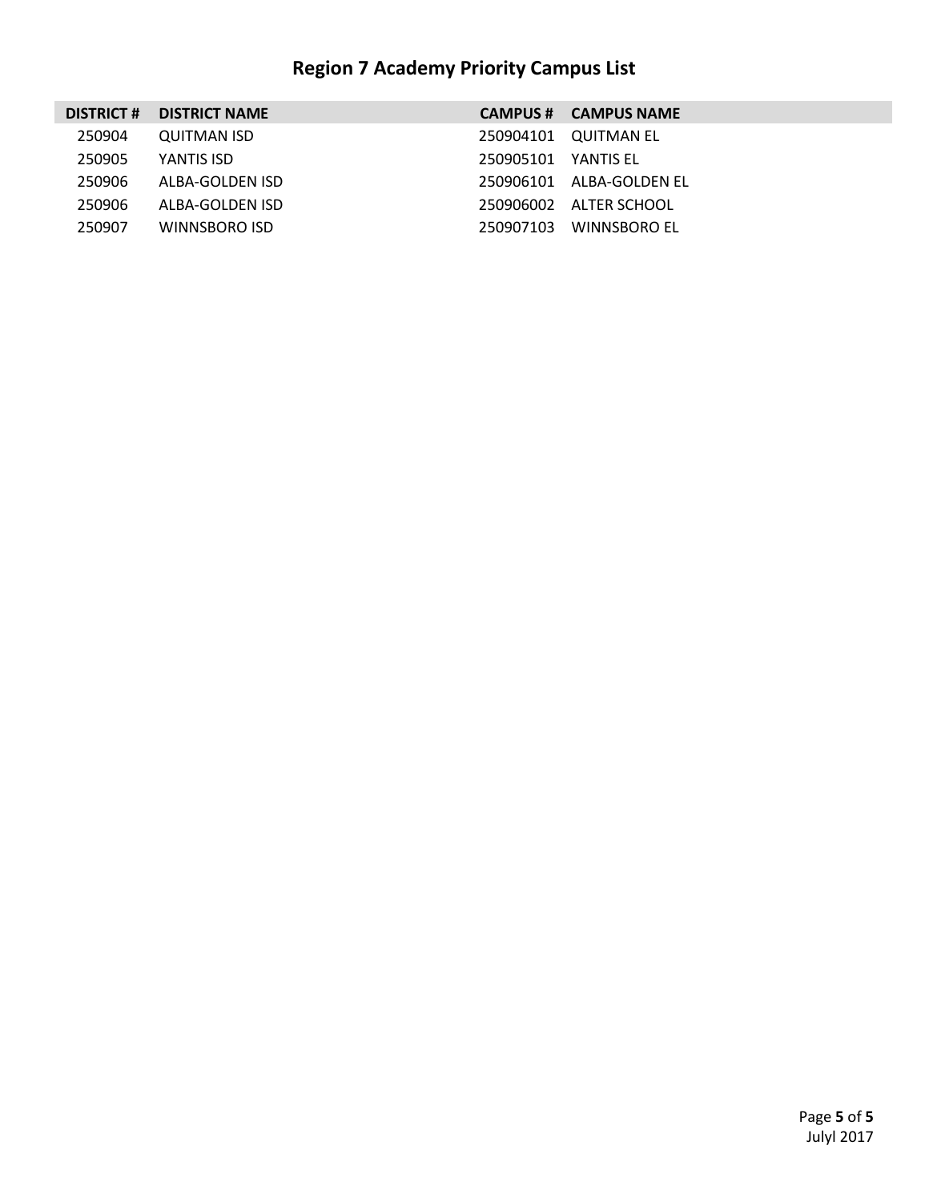# Region 7 Academy Priority Campus List

| DISTRICT # | DISTRICT NAME | CAMPUS # | CAMPUS NAME |
|---|---|---|---|
| 250904 | QUITMAN ISD | 250904101 | QUITMAN EL |
| 250905 | YANTIS ISD | 250905101 | YANTIS EL |
| 250906 | ALBA-GOLDEN ISD | 250906101 | ALBA-GOLDEN EL |
| 250906 | ALBA-GOLDEN ISD | 250906002 | ALTER SCHOOL |
| 250907 | WINNSBORO ISD | 250907103 | WINNSBORO EL |